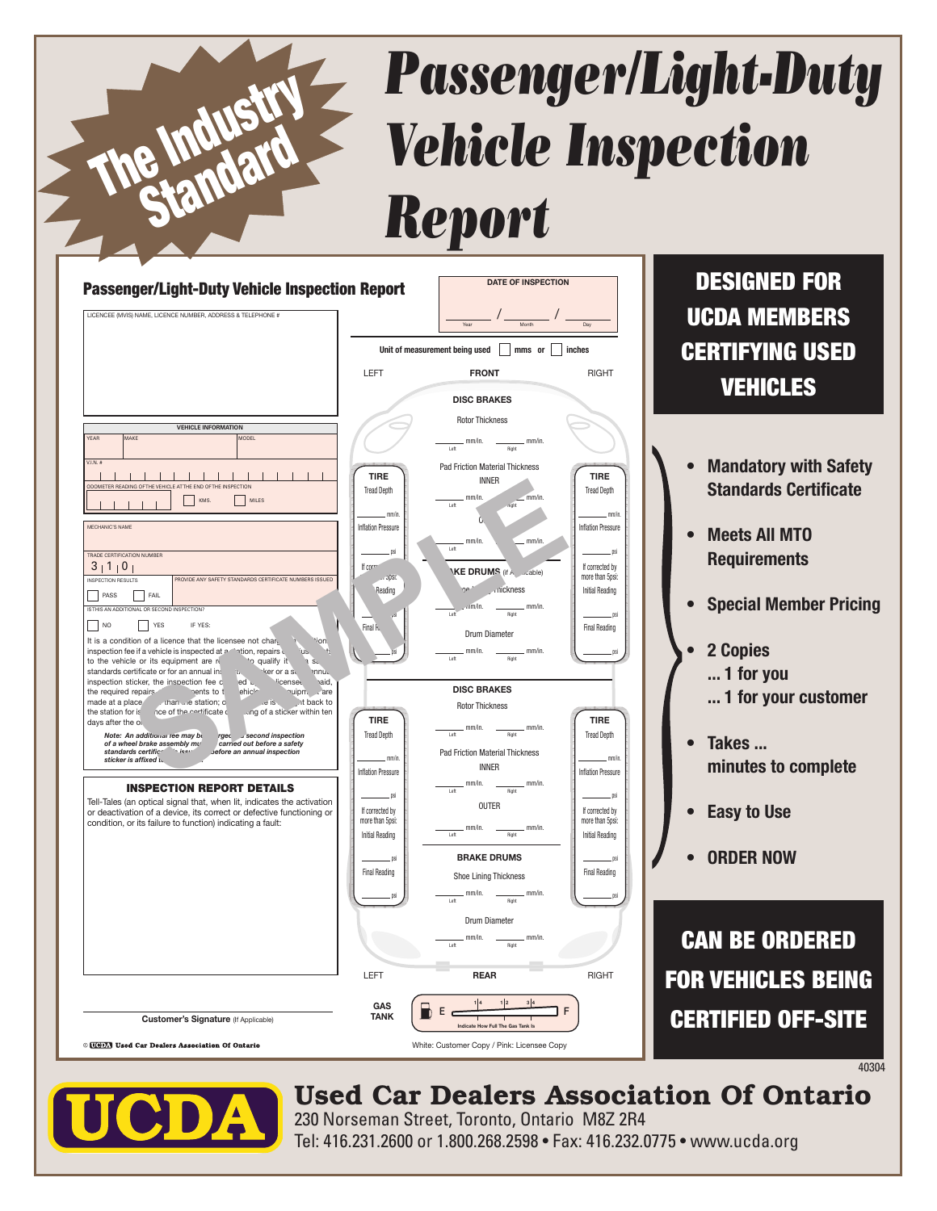# Passenger/Light-Duty Vehicle Inspection Report

The Industry Standard

## Passenger/Light-Duty Vehicle Inspection Report

LICENCEE (MVIS) NAME, LICENCE NUMBER, ADDRESS & TELEPHONE #

DATE OF INSPECTION

____ / ____ / ____
Year Month Day

Unit of measurement being used ☐ mms or ☐ inches

**VEHICLE INFORMATION**

| YEAR | MAKE | MODEL |
|---|---|---|
| | | |

V.I.N. #

ODOMETER READING OF THE VEHICLE AT THE END OF THE INSPECTION ☐ KMS. ☐ MILES

MECHANIC'S NAME

TRADE CERTIFICATION NUMBER
3 1 0

INSPECTION RESULTS ☐ PASS ☐ FAIL

PROVIDE ANY SAFETY STANDARDS CERTIFICATE NUMBERS ISSUED

IS THIS AN ADDITIONAL OR SECOND INSPECTION? ☐ NO ☐ YES IF YES:

It is a condition of a licence that the licensee not charge ... inspection fee if a vehicle is inspected at a ... station, repairs ... to the vehicle or its equipment are r... to qualify it ... standards certificate or for an annual in... sticker or a s... inspection sticker, the inspection fee c...ed ... licensee ... paid, the required repairs ... to t... vehicle ... equipment are made at a place ... than the station; c... is ... back to the station for is... of the certificate c... of a sticker within ten days after the o...

*Note: An additional fee may be charged ... second inspection of a wheel brake assembly mu... carried out before a safety standards certific... issu... before an annual inspection sticker is affixed t...*

SAMPLE

### INSPECTION REPORT DETAILS

Tell-Tales (an optical signal that, when lit, indicates the activation or deactivation of a device, its correct or defective functioning or condition, or its failure to function) indicating a fault:

Customer's Signature (If Applicable)

LEFT — FRONT — RIGHT

**DISC BRAKES**

Rotor Thickness: ____ mm/in. (Left) ____ mm/in. (Right)

Pad Friction Material Thickness
INNER: ____ mm/in. (Left) ____ mm/in. (Right)
OUTER: ____ mm/in. (Left) ____ mm/in. (Right)

**BRAKE DRUMS** (If Applicable)

Shoe Lining Thickness: ____ mm/in. (Left) ____ mm/in. (Right)

Drum Diameter: ____ mm/in. (Left) ____ mm/in. (Right)

**TIRE** (Left / Right)
Tread Depth ____ mm/in.
Inflation Pressure ____ psi
If corrected by more than 5psi:
Initial Reading ____ psi
Final Reading ____ psi

LEFT — REAR — RIGHT

**DISC BRAKES**

Rotor Thickness: ____ mm/in. (Left) ____ mm/in. (Right)

Pad Friction Material Thickness
INNER: ____ mm/in. (Left) ____ mm/in. (Right)
OUTER: ____ mm/in. (Left) ____ mm/in. (Right)

**BRAKE DRUMS**

Shoe Lining Thickness: ____ mm/in. (Left) ____ mm/in. (Right)

Drum Diameter: ____ mm/in. (Left) ____ mm/in. (Right)

**TIRE** (Left / Right)
Tread Depth ____ mm/in.
Inflation Pressure ____ psi
If corrected by more than 5psi:
Initial Reading ____ psi
Final Reading ____ psi

GAS TANK: E — 1/4 — 1/2 — 3/4 — F
Indicate How Full The Gas Tank Is

© UCDA Used Car Dealers Association Of Ontario

White: Customer Copy / Pink: Licensee Copy

## DESIGNED FOR UCDA MEMBERS CERTIFYING USED VEHICLES

- **Mandatory with Safety Standards Certificate**
- **Meets All MTO Requirements**
- **Special Member Pricing**
- **2 Copies ... 1 for you ... 1 for your customer**
- **Takes ... minutes to complete**
- **Easy to Use**
- **ORDER NOW**

## CAN BE ORDERED FOR VEHICLES BEING CERTIFIED OFF-SITE

40304

UCDA

**Used Car Dealers Association Of Ontario**
230 Norseman Street, Toronto, Ontario M8Z 2R4
Tel: 416.231.2600 or 1.800.268.2598 • Fax: 416.232.0775 • www.ucda.org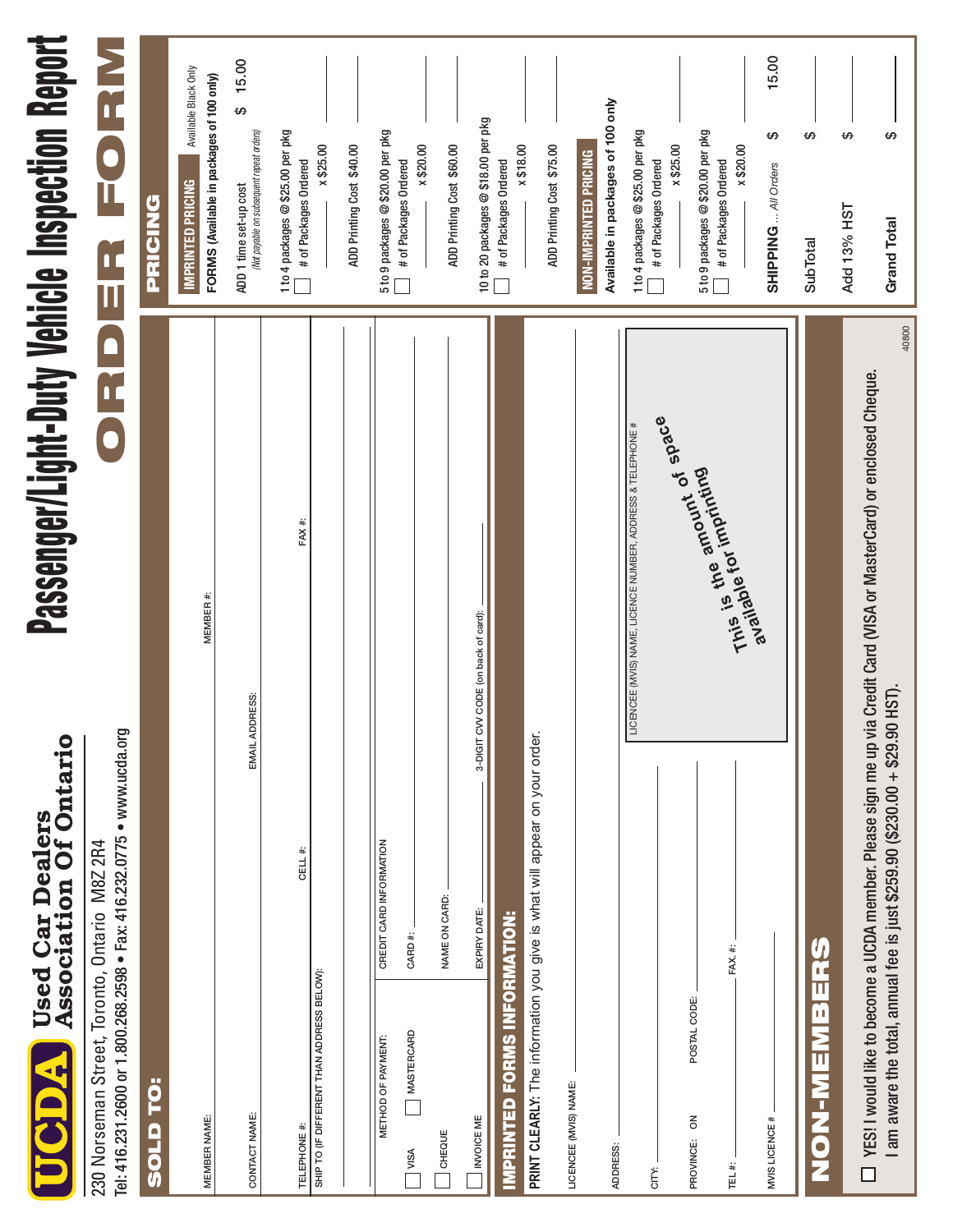**UCDA** Used Car Dealers Association Of Ontario

230 Norseman Street, Toronto, Ontario M8Z 2R4
Tel: 416.231.2600 or 1.800.268.2598 • Fax: 416.232.0775 • www.ucda.org

# Passenger/Light-Duty Vehicle Inspection Report

# ORDER FORM

## SOLD TO:

MEMBER NAME: ____________ MEMBER #: ____________

CONTACT NAME: ____________ EMAIL ADDRESS: ____________

TELEPHONE #: ____________ CELL #: ____________ FAX #: ____________

SHIP TO (IF DIFFERENT THAN ADDRESS BELOW): ____________

METHOD OF PAYMENT:
- ☐ VISA
- ☐ MASTERCARD
- ☐ CHEQUE
- ☐ INVOICE ME

CREDIT CARD INFORMATION
CARD #: ____________
NAME ON CARD: ____________
EXPIRY DATE: ____________ 3-DIGIT CVV CODE (on back of card): ____________

## IMPRINTED FORMS INFORMATION:

**PRINT CLEARLY:** The information you give is what will appear on your order.

LICENCEE (MVIS) NAME: ____________

ADDRESS: ____________

CITY: ____________

PROVINCE: ON POSTAL CODE: ____________

TEL #: ____________ FAX #: ____________

MVIS LICENCE # ____________

LICENCEE (MVIS) NAME, LICENCE NUMBER, ADDRESS & TELEPHONE #

This is the amount of space available for imprinting

## PRICING

### IMPRINTED PRICING
Available Black Only

**FORMS (Available in packages of 100 only)**

ADD 1 time set-up cost $ 15.00
*(Not payable on subsequent repeat orders)*

☐ 1 to 4 packages @ $25.00 per pkg
# of Packages Ordered ____ x $25.00 ____
ADD Printing Cost $40.00 ____

☐ 5 to 9 packages @ $20.00 per pkg
# of Packages Ordered ____ x $20.00 ____
ADD Printing Cost $60.00 ____

☐ 10 to 20 packages @ $18.00 per pkg
# of Packages Ordered ____ x $18.00 ____
ADD Printing Cost $75.00 ____

### NON-IMPRINTED PRICING

**Available in packages of 100 only**

☐ 1 to 4 packages @ $25.00 per pkg
# of Packages Ordered ____ x $25.00 ____

☐ 5 to 9 packages @ $20.00 per pkg
# of Packages Ordered ____ x $20.00 ____

**SHIPPING** ... *All Orders* $ 15.00

SubTotal $ ____

Add 13% HST $ ____

**Grand Total** $ ____

## NON-MEMBERS

☐ YES! I would like to become a UCDA member. Please sign me up via Credit Card (VISA or MasterCard) or enclosed Cheque. I am aware the total, annual fee is just $259.90 ($230.00 + $29.90 HST).

40800